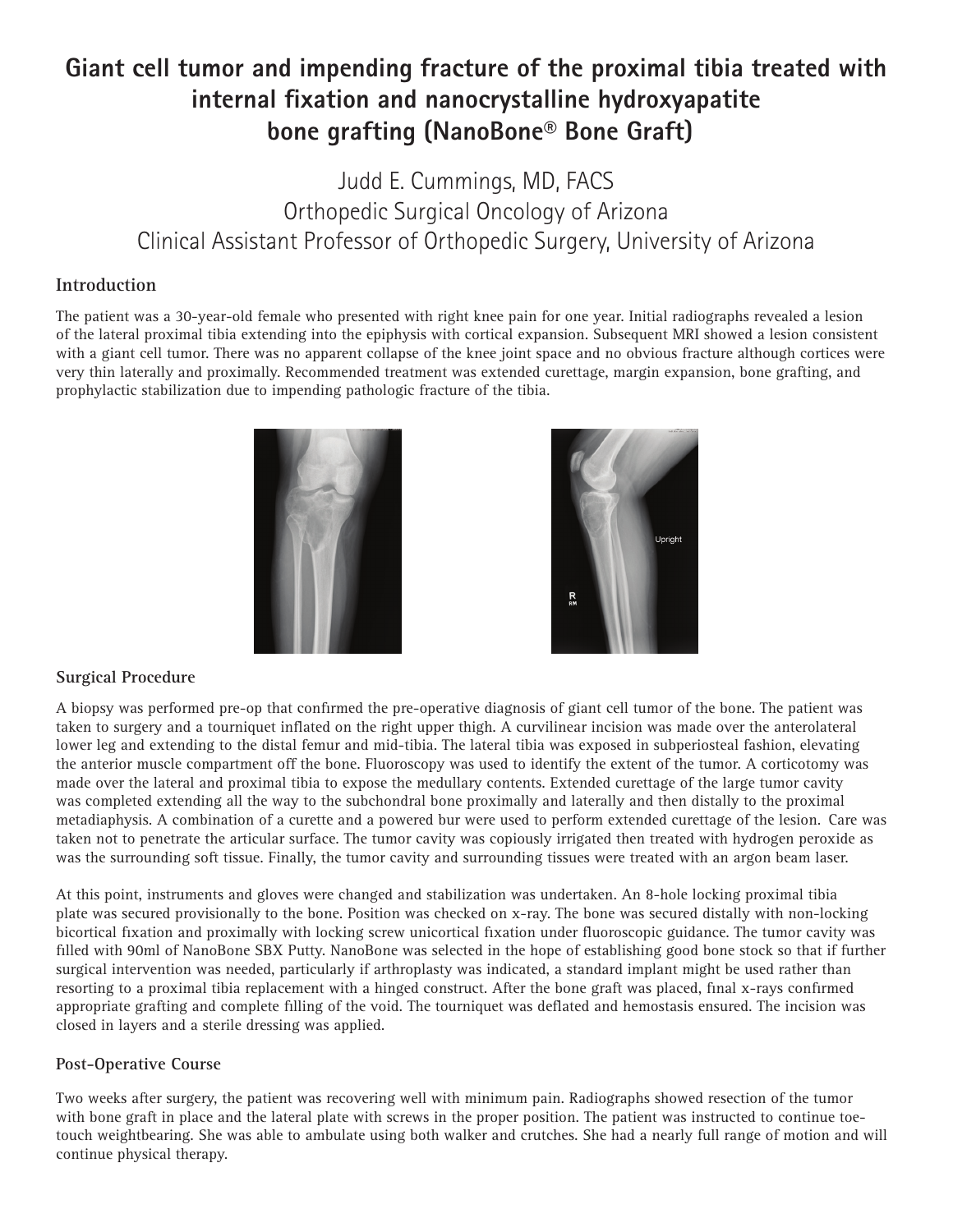# Giant cell tumor and impending fracture of the proximal tibia treated with internal fixation and nanocrystalline hydroxyapatite bone grafting (NanoBone® Bone Graft)

Judd E. Cummings, MD, FACS
Orthopedic Surgical Oncology of Arizona
Clinical Assistant Professor of Orthopedic Surgery, University of Arizona

## Introduction

The patient was a 30-year-old female who presented with right knee pain for one year. Initial radiographs revealed a lesion of the lateral proximal tibia extending into the epiphysis with cortical expansion. Subsequent MRI showed a lesion consistent with a giant cell tumor. There was no apparent collapse of the knee joint space and no obvious fracture although cortices were very thin laterally and proximally. Recommended treatment was extended curettage, margin expansion, bone grafting, and prophylactic stabilization due to impending pathologic fracture of the tibia.

## Surgical Procedure

A biopsy was performed pre-op that confirmed the pre-operative diagnosis of giant cell tumor of the bone. The patient was taken to surgery and a tourniquet inflated on the right upper thigh. A curvilinear incision was made over the anterolateral lower leg and extending to the distal femur and mid-tibia. The lateral tibia was exposed in subperiosteal fashion, elevating the anterior muscle compartment off the bone. Fluoroscopy was used to identify the extent of the tumor. A corticotomy was made over the lateral and proximal tibia to expose the medullary contents. Extended curettage of the large tumor cavity was completed extending all the way to the subchondral bone proximally and laterally and then distally to the proximal metadiaphysis. A combination of a curette and a powered bur were used to perform extended curettage of the lesion. Care was taken not to penetrate the articular surface. The tumor cavity was copiously irrigated then treated with hydrogen peroxide as was the surrounding soft tissue. Finally, the tumor cavity and surrounding tissues were treated with an argon beam laser.

At this point, instruments and gloves were changed and stabilization was undertaken. An 8-hole locking proximal tibia plate was secured provisionally to the bone. Position was checked on x-ray. The bone was secured distally with non-locking bicortical fixation and proximally with locking screw unicortical fixation under fluoroscopic guidance. The tumor cavity was filled with 90ml of NanoBone SBX Putty. NanoBone was selected in the hope of establishing good bone stock so that if further surgical intervention was needed, particularly if arthroplasty was indicated, a standard implant might be used rather than resorting to a proximal tibia replacement with a hinged construct. After the bone graft was placed, final x-rays confirmed appropriate grafting and complete filling of the void. The tourniquet was deflated and hemostasis ensured. The incision was closed in layers and a sterile dressing was applied.

## Post-Operative Course

Two weeks after surgery, the patient was recovering well with minimum pain. Radiographs showed resection of the tumor with bone graft in place and the lateral plate with screws in the proper position. The patient was instructed to continue toe-touch weightbearing. She was able to ambulate using both walker and crutches. She had a nearly full range of motion and will continue physical therapy.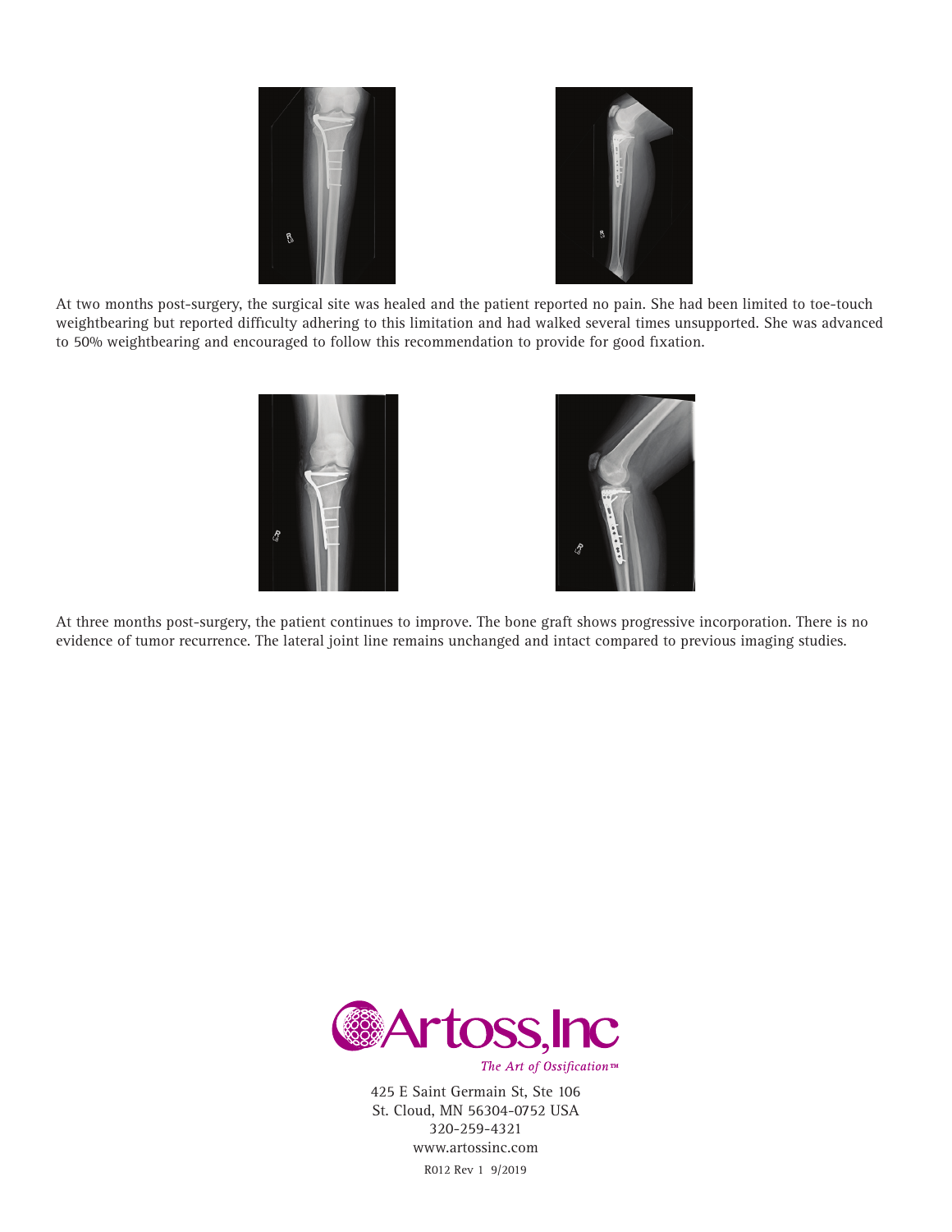At two months post-surgery, the surgical site was healed and the patient reported no pain. She had been limited to toe-touch weightbearing but reported difficulty adhering to this limitation and had walked several times unsupported. She was advanced to 50% weightbearing and encouraged to follow this recommendation to provide for good fixation.

At three months post-surgery, the patient continues to improve. The bone graft shows progressive incorporation. There is no evidence of tumor recurrence. The lateral joint line remains unchanged and intact compared to previous imaging studies.

Artoss, Inc

*The Art of Ossification™*

425 E Saint Germain St, Ste 106
St. Cloud, MN 56304-0752 USA
320-259-4321
www.artossinc.com

R012 Rev 1 9/2019